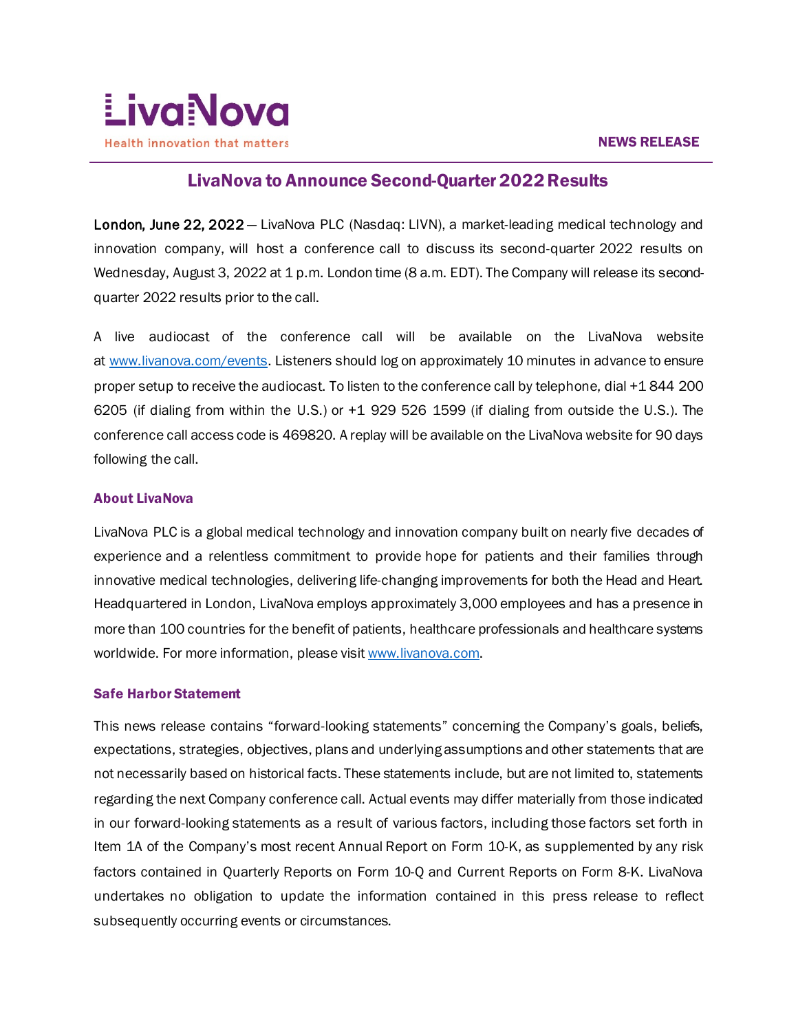LivaNova

Health innovation that matters

NEWS RELEASE

# LivaNova to Announce Second-Quarter 2022 Results

**London, June 22, 2022** — LivaNova PLC (Nasdaq: LIVN), a market-leading medical technology and innovation company, will host a conference call to discuss its second-quarter 2022 results on Wednesday, August 3, 2022 at 1 p.m. London time (8 a.m. EDT). The Company will release its second-quarter 2022 results prior to the call.

A live audiocast of the conference call will be available on the LivaNova website at www.livanova.com/events. Listeners should log on approximately 10 minutes in advance to ensure proper setup to receive the audiocast. To listen to the conference call by telephone, dial +1 844 200 6205 (if dialing from within the U.S.) or +1 929 526 1599 (if dialing from outside the U.S.). The conference call access code is 469820. A replay will be available on the LivaNova website for 90 days following the call.

## About LivaNova

LivaNova PLC is a global medical technology and innovation company built on nearly five decades of experience and a relentless commitment to provide hope for patients and their families through innovative medical technologies, delivering life-changing improvements for both the Head and Heart. Headquartered in London, LivaNova employs approximately 3,000 employees and has a presence in more than 100 countries for the benefit of patients, healthcare professionals and healthcare systems worldwide. For more information, please visit www.livanova.com.

## Safe Harbor Statement

This news release contains "forward-looking statements" concerning the Company's goals, beliefs, expectations, strategies, objectives, plans and underlying assumptions and other statements that are not necessarily based on historical facts. These statements include, but are not limited to, statements regarding the next Company conference call. Actual events may differ materially from those indicated in our forward-looking statements as a result of various factors, including those factors set forth in Item 1A of the Company's most recent Annual Report on Form 10-K, as supplemented by any risk factors contained in Quarterly Reports on Form 10-Q and Current Reports on Form 8-K. LivaNova undertakes no obligation to update the information contained in this press release to reflect subsequently occurring events or circumstances.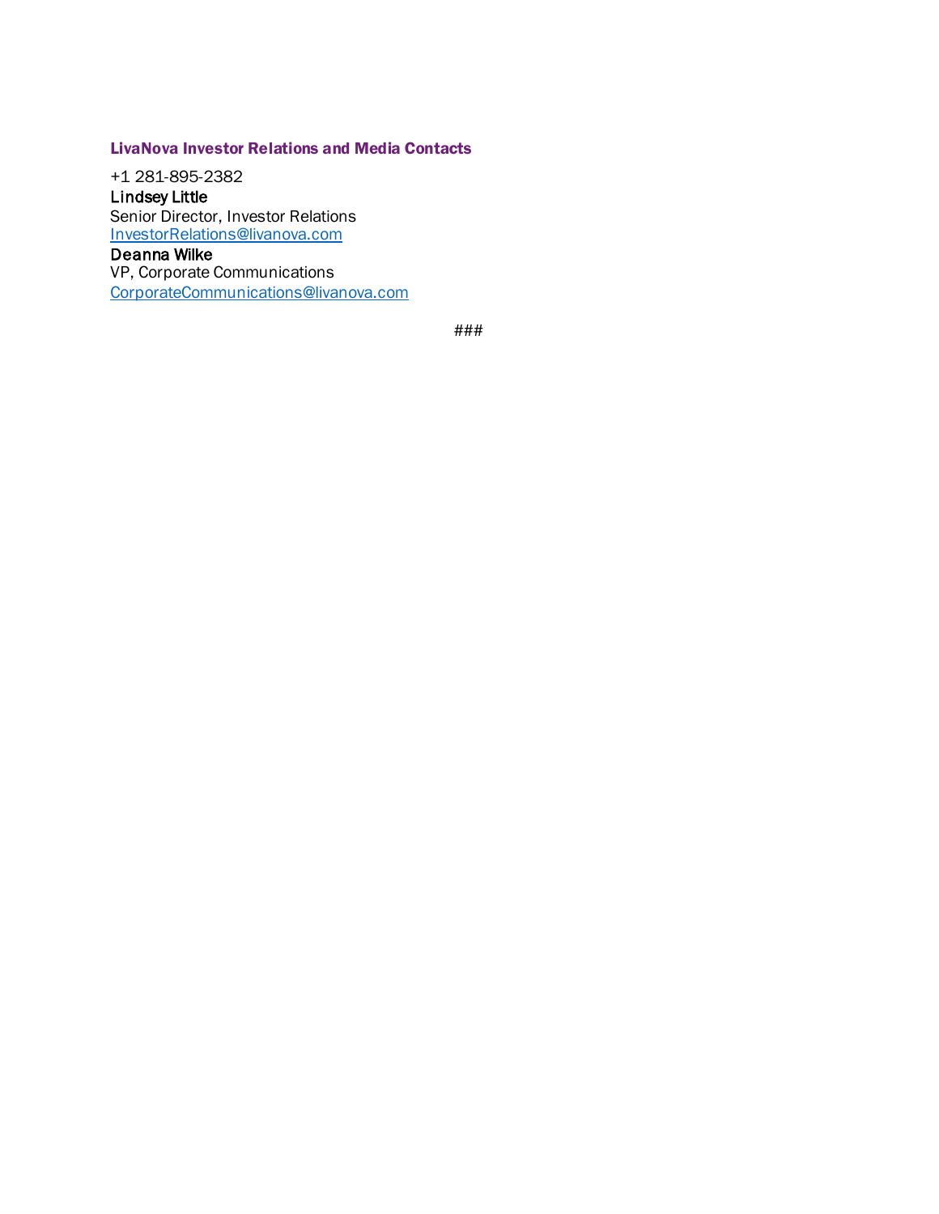**LivaNova Investor Relations and Media Contacts**

+1 281-895-2382
**Lindsey Little**
Senior Director, Investor Relations
InvestorRelations@livanova.com
**Deanna Wilke**
VP, Corporate Communications
CorporateCommunications@livanova.com

###